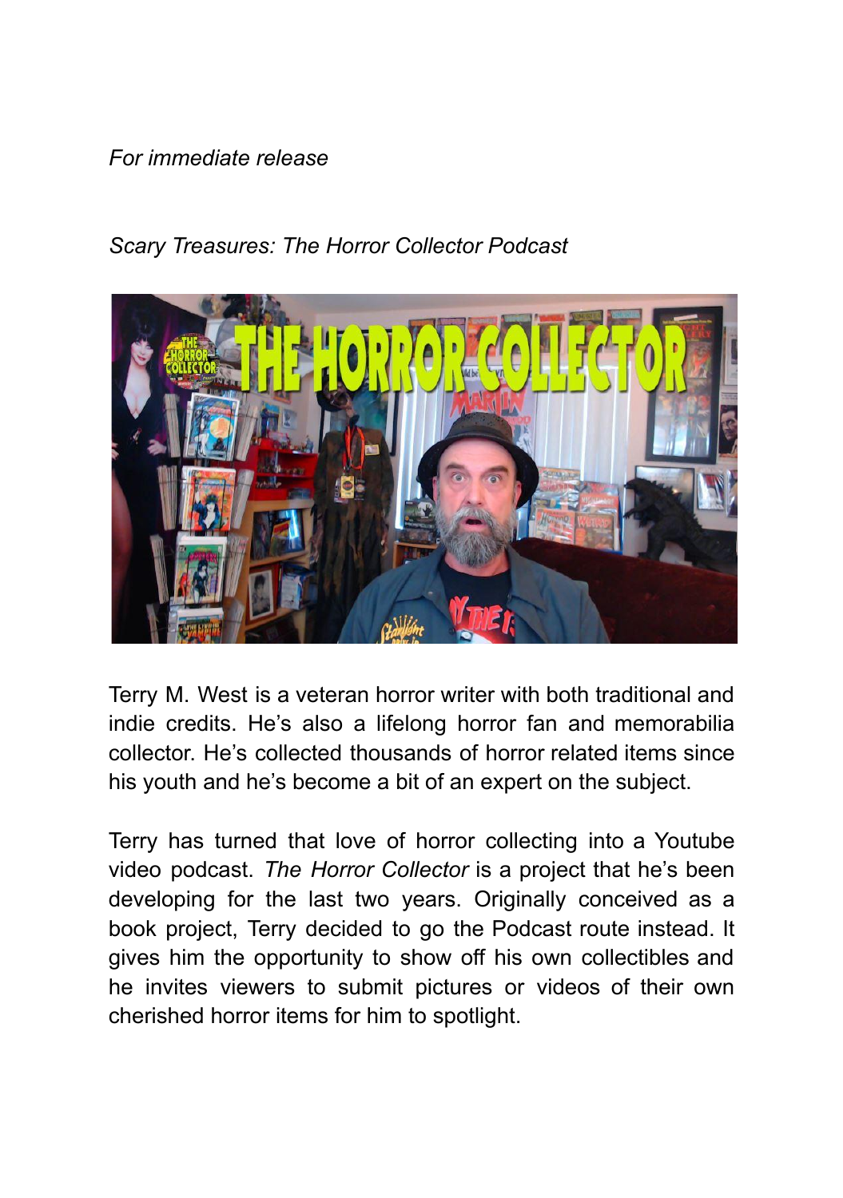*For immediate release*

*Scary Treasures: The Horror Collector Podcast*

Terry M. West is a veteran horror writer with both traditional and indie credits. He's also a lifelong horror fan and memorabilia collector. He's collected thousands of horror related items since his youth and he's become a bit of an expert on the subject.

Terry has turned that love of horror collecting into a Youtube video podcast. *The Horror Collector* is a project that he's been developing for the last two years. Originally conceived as a book project, Terry decided to go the Podcast route instead. It gives him the opportunity to show off his own collectibles and he invites viewers to submit pictures or videos of their own cherished horror items for him to spotlight.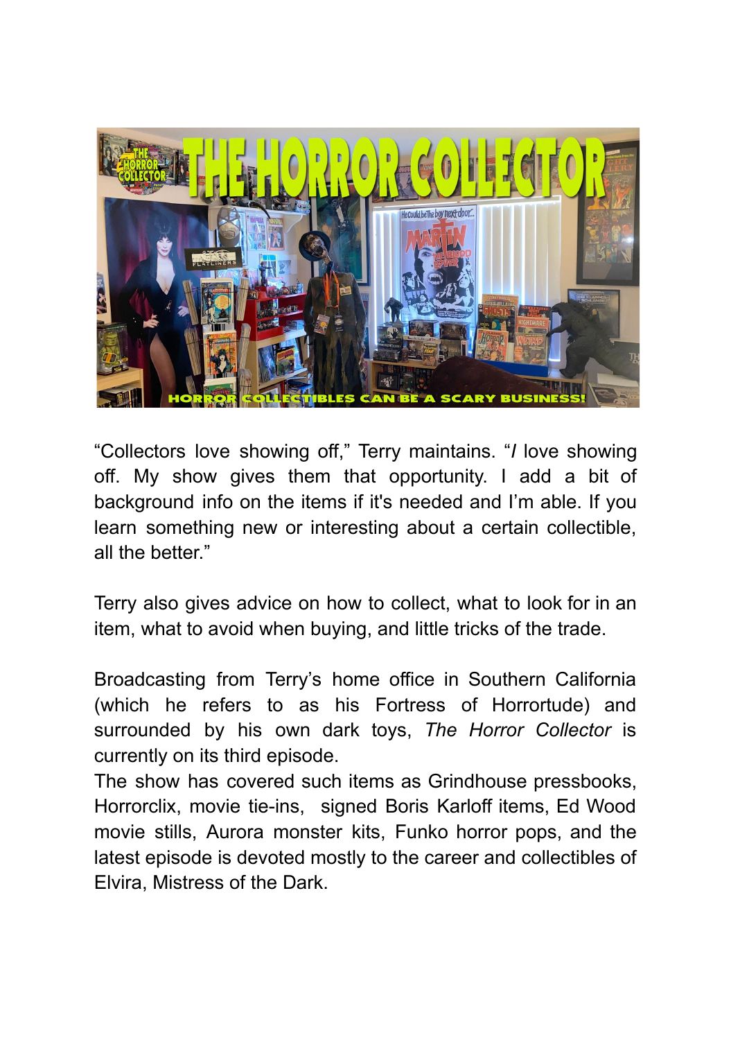“Collectors love showing off,” Terry maintains. “*I* love showing off. My show gives them that opportunity. I add a bit of background info on the items if it's needed and I’m able. If you learn something new or interesting about a certain collectible, all the better.”

Terry also gives advice on how to collect, what to look for in an item, what to avoid when buying, and little tricks of the trade.

Broadcasting from Terry’s home office in Southern California (which he refers to as his Fortress of Horrortude) and surrounded by his own dark toys, *The Horror Collector* is currently on its third episode.

The show has covered such items as Grindhouse pressbooks, Horrorclix, movie tie-ins, signed Boris Karloff items, Ed Wood movie stills, Aurora monster kits, Funko horror pops, and the latest episode is devoted mostly to the career and collectibles of Elvira, Mistress of the Dark.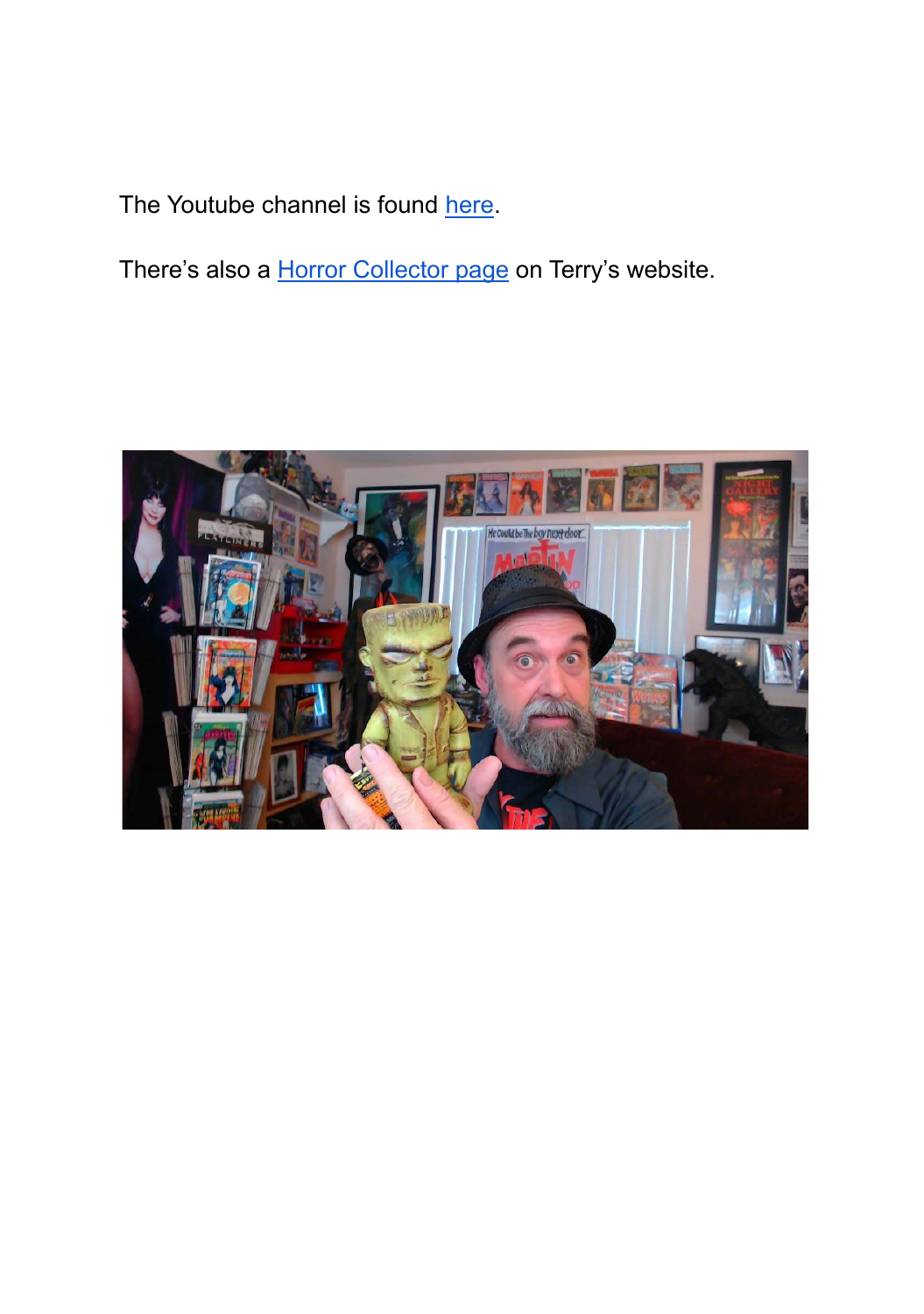The Youtube channel is found here.

There's also a Horror Collector page on Terry's website.